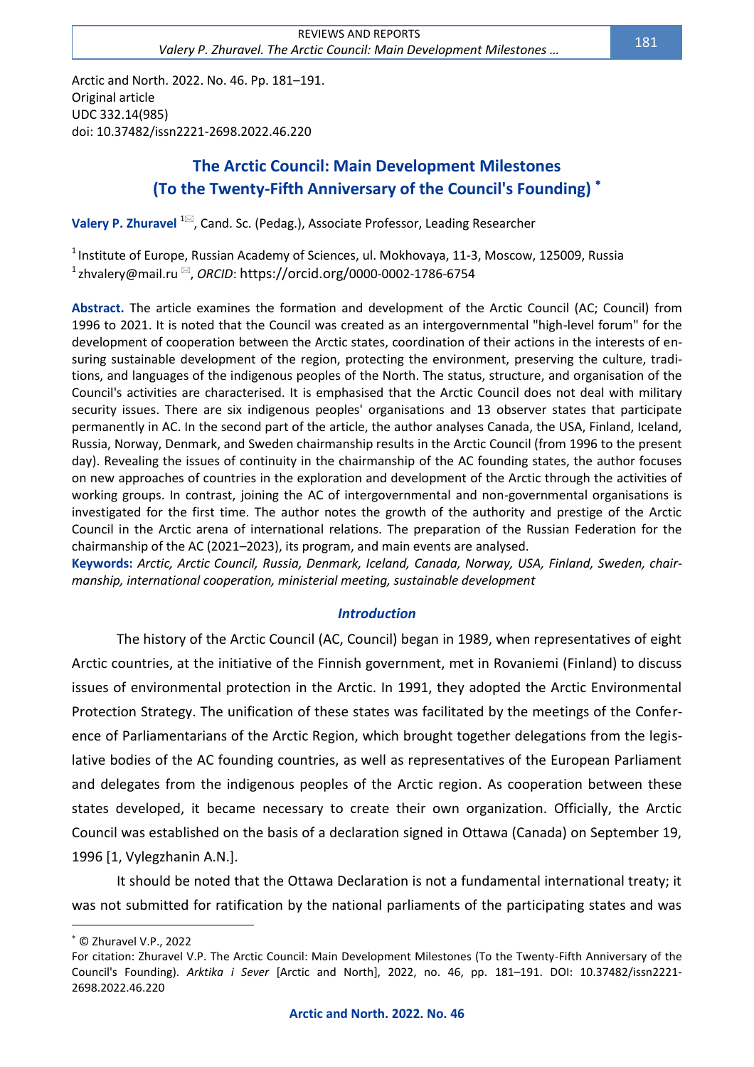Arctic and North. 2022. No. 46. Pp. 181–191.
Original article
UDC 332.14(985)
doi: 10.37482/issn2221-2698.2022.46.220

# The Arctic Council: Main Development Milestones (To the Twenty-Fifth Anniversary of the Council's Founding) *

**Valery P. Zhuravel** [1]✉, Cand. Sc. (Pedag.), Associate Professor, Leading Researcher

[1] Institute of Europe, Russian Academy of Sciences, ul. Mokhovaya, 11-3, Moscow, 125009, Russia
[1] zhvalery@mail.ru ✉, *ORCID*: https://orcid.org/0000-0002-1786-6754

**Abstract.** The article examines the formation and development of the Arctic Council (AC; Council) from 1996 to 2021. It is noted that the Council was created as an intergovernmental "high-level forum" for the development of cooperation between the Arctic states, coordination of their actions in the interests of ensuring sustainable development of the region, protecting the environment, preserving the culture, traditions, and languages of the indigenous peoples of the North. The status, structure, and organisation of the Council's activities are characterised. It is emphasised that the Arctic Council does not deal with military security issues. There are six indigenous peoples' organisations and 13 observer states that participate permanently in AC. In the second part of the article, the author analyses Canada, the USA, Finland, Iceland, Russia, Norway, Denmark, and Sweden chairmanship results in the Arctic Council (from 1996 to the present day). Revealing the issues of continuity in the chairmanship of the AC founding states, the author focuses on new approaches of countries in the exploration and development of the Arctic through the activities of working groups. In contrast, joining the AC of intergovernmental and non-governmental organisations is investigated for the first time. The author notes the growth of the authority and prestige of the Arctic Council in the Arctic arena of international relations. The preparation of the Russian Federation for the chairmanship of the AC (2021–2023), its program, and main events are analysed.

**Keywords:** *Arctic, Arctic Council, Russia, Denmark, Iceland, Canada, Norway, USA, Finland, Sweden, chairmanship, international cooperation, ministerial meeting, sustainable development*

## *Introduction*

The history of the Arctic Council (AC, Council) began in 1989, when representatives of eight Arctic countries, at the initiative of the Finnish government, met in Rovaniemi (Finland) to discuss issues of environmental protection in the Arctic. In 1991, they adopted the Arctic Environmental Protection Strategy. The unification of these states was facilitated by the meetings of the Conference of Parliamentarians of the Arctic Region, which brought together delegations from the legislative bodies of the AC founding countries, as well as representatives of the European Parliament and delegates from the indigenous peoples of the Arctic region. As cooperation between these states developed, it became necessary to create their own organization. Officially, the Arctic Council was established on the basis of a declaration signed in Ottawa (Canada) on September 19, 1996 [1, Vylegzhanin A.N.].

It should be noted that the Ottawa Declaration is not a fundamental international treaty; it was not submitted for ratification by the national parliaments of the participating states and was

---

* © Zhuravel V.P., 2022

For citation: Zhuravel V.P. The Arctic Council: Main Development Milestones (To the Twenty-Fifth Anniversary of the Council's Founding). *Arktika i Sever* [Arctic and North], 2022, no. 46, pp. 181–191. DOI: 10.37482/issn2221-2698.2022.46.220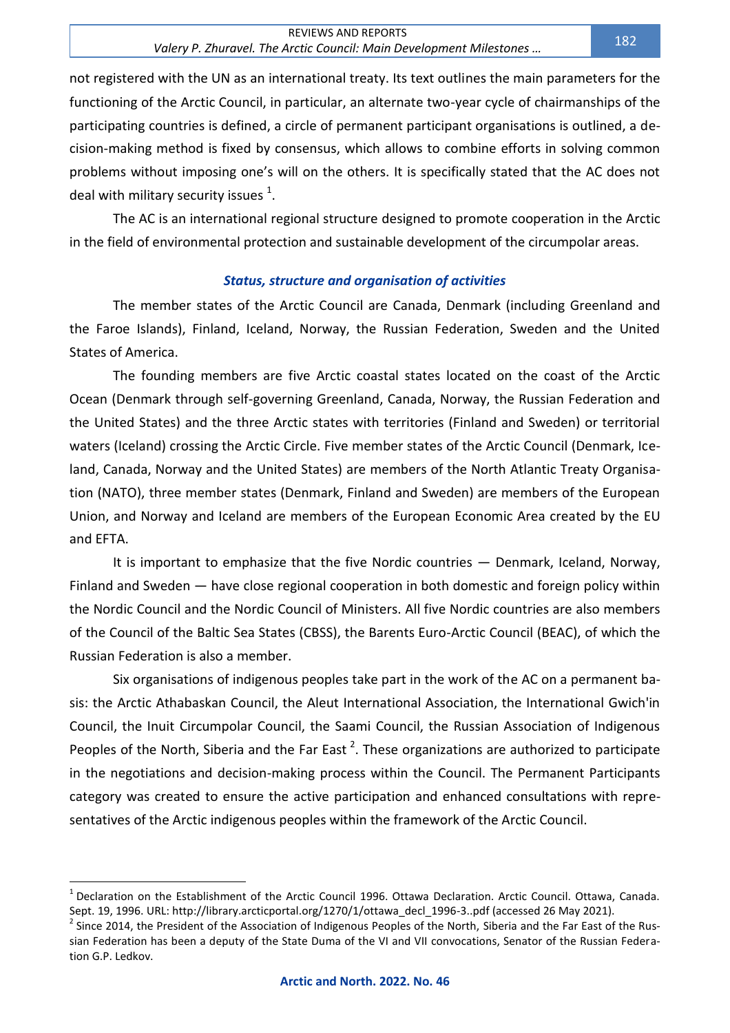not registered with the UN as an international treaty. Its text outlines the main parameters for the functioning of the Arctic Council, in particular, an alternate two-year cycle of chairmanships of the participating countries is defined, a circle of permanent participant organisations is outlined, a decision-making method is fixed by consensus, which allows to combine efforts in solving common problems without imposing one's will on the others. It is specifically stated that the AC does not deal with military security issues [1].

The AC is an international regional structure designed to promote cooperation in the Arctic in the field of environmental protection and sustainable development of the circumpolar areas.

### *Status, structure and organisation of activities*

The member states of the Arctic Council are Canada, Denmark (including Greenland and the Faroe Islands), Finland, Iceland, Norway, the Russian Federation, Sweden and the United States of America.

The founding members are five Arctic coastal states located on the coast of the Arctic Ocean (Denmark through self-governing Greenland, Canada, Norway, the Russian Federation and the United States) and the three Arctic states with territories (Finland and Sweden) or territorial waters (Iceland) crossing the Arctic Circle. Five member states of the Arctic Council (Denmark, Iceland, Canada, Norway and the United States) are members of the North Atlantic Treaty Organisation (NATO), three member states (Denmark, Finland and Sweden) are members of the European Union, and Norway and Iceland are members of the European Economic Area created by the EU and EFTA.

It is important to emphasize that the five Nordic countries — Denmark, Iceland, Norway, Finland and Sweden — have close regional cooperation in both domestic and foreign policy within the Nordic Council and the Nordic Council of Ministers. All five Nordic countries are also members of the Council of the Baltic Sea States (CBSS), the Barents Euro-Arctic Council (BEAC), of which the Russian Federation is also a member.

Six organisations of indigenous peoples take part in the work of the AC on a permanent basis: the Arctic Athabaskan Council, the Aleut International Association, the International Gwich'in Council, the Inuit Circumpolar Council, the Saami Council, the Russian Association of Indigenous Peoples of the North, Siberia and the Far East [2]. These organizations are authorized to participate in the negotiations and decision-making process within the Council. The Permanent Participants category was created to ensure the active participation and enhanced consultations with representatives of the Arctic indigenous peoples within the framework of the Arctic Council.

---

[1] Declaration on the Establishment of the Arctic Council 1996. Ottawa Declaration. Arctic Council. Ottawa, Canada. Sept. 19, 1996. URL: http://library.arcticportal.org/1270/1/ottawa_decl_1996-3..pdf (accessed 26 May 2021).

[2] Since 2014, the President of the Association of Indigenous Peoples of the North, Siberia and the Far East of the Russian Federation has been a deputy of the State Duma of the VI and VII convocations, Senator of the Russian Federation G.P. Ledkov.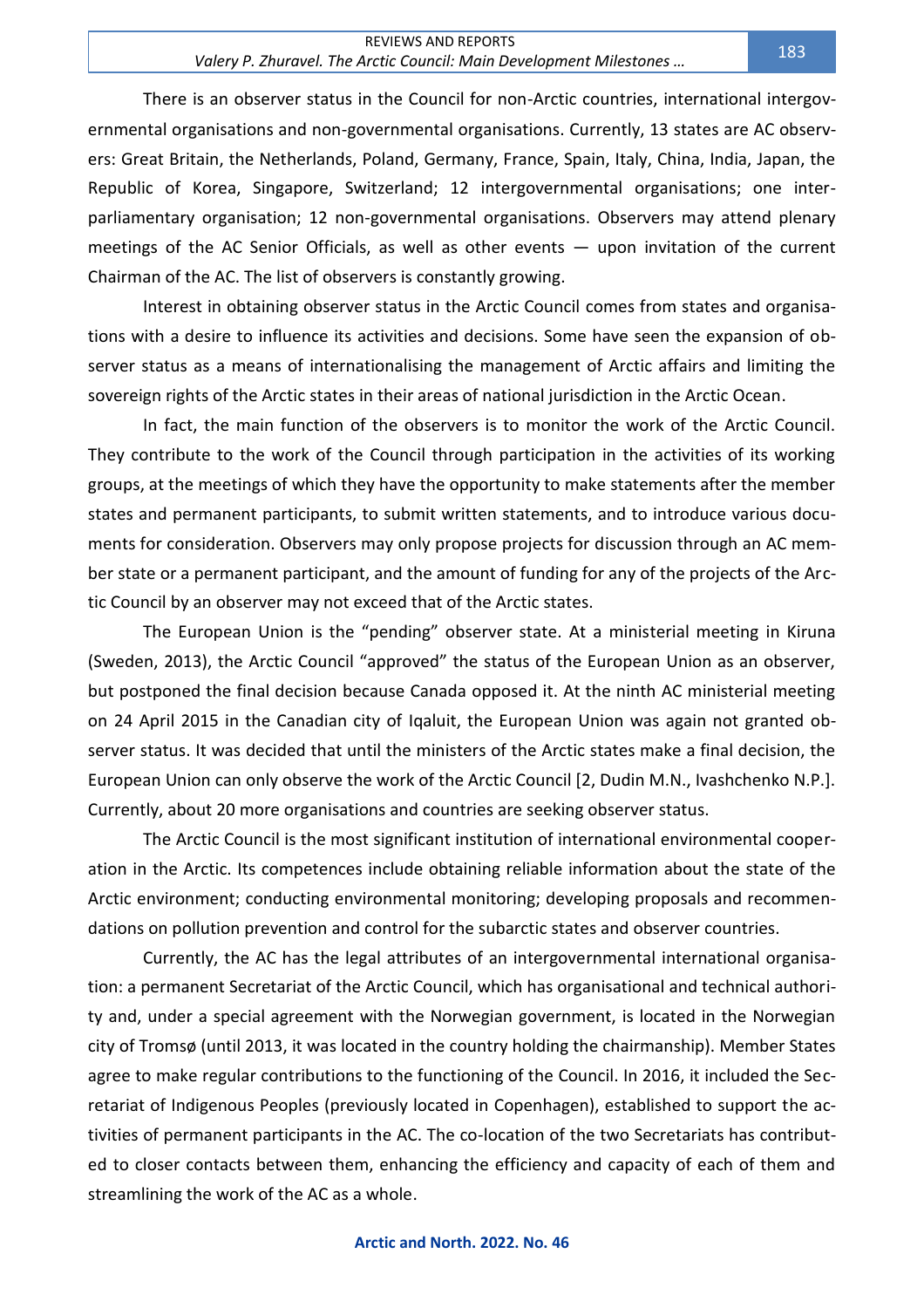There is an observer status in the Council for non-Arctic countries, international intergovernmental organisations and non-governmental organisations. Currently, 13 states are AC observers: Great Britain, the Netherlands, Poland, Germany, France, Spain, Italy, China, India, Japan, the Republic of Korea, Singapore, Switzerland; 12 intergovernmental organisations; one inter-parliamentary organisation; 12 non-governmental organisations. Observers may attend plenary meetings of the AC Senior Officials, as well as other events — upon invitation of the current Chairman of the AC. The list of observers is constantly growing.

Interest in obtaining observer status in the Arctic Council comes from states and organisations with a desire to influence its activities and decisions. Some have seen the expansion of observer status as a means of internationalising the management of Arctic affairs and limiting the sovereign rights of the Arctic states in their areas of national jurisdiction in the Arctic Ocean.

In fact, the main function of the observers is to monitor the work of the Arctic Council. They contribute to the work of the Council through participation in the activities of its working groups, at the meetings of which they have the opportunity to make statements after the member states and permanent participants, to submit written statements, and to introduce various documents for consideration. Observers may only propose projects for discussion through an AC member state or a permanent participant, and the amount of funding for any of the projects of the Arctic Council by an observer may not exceed that of the Arctic states.

The European Union is the "pending" observer state. At a ministerial meeting in Kiruna (Sweden, 2013), the Arctic Council "approved" the status of the European Union as an observer, but postponed the final decision because Canada opposed it. At the ninth AC ministerial meeting on 24 April 2015 in the Canadian city of Iqaluit, the European Union was again not granted observer status. It was decided that until the ministers of the Arctic states make a final decision, the European Union can only observe the work of the Arctic Council [2, Dudin M.N., Ivashchenko N.P.]. Currently, about 20 more organisations and countries are seeking observer status.

The Arctic Council is the most significant institution of international environmental cooperation in the Arctic. Its competences include obtaining reliable information about the state of the Arctic environment; conducting environmental monitoring; developing proposals and recommendations on pollution prevention and control for the subarctic states and observer countries.

Currently, the AC has the legal attributes of an intergovernmental international organisation: a permanent Secretariat of the Arctic Council, which has organisational and technical authority and, under a special agreement with the Norwegian government, is located in the Norwegian city of Tromsø (until 2013, it was located in the country holding the chairmanship). Member States agree to make regular contributions to the functioning of the Council. In 2016, it included the Secretariat of Indigenous Peoples (previously located in Copenhagen), established to support the activities of permanent participants in the AC. The co-location of the two Secretariats has contributed to closer contacts between them, enhancing the efficiency and capacity of each of them and streamlining the work of the AC as a whole.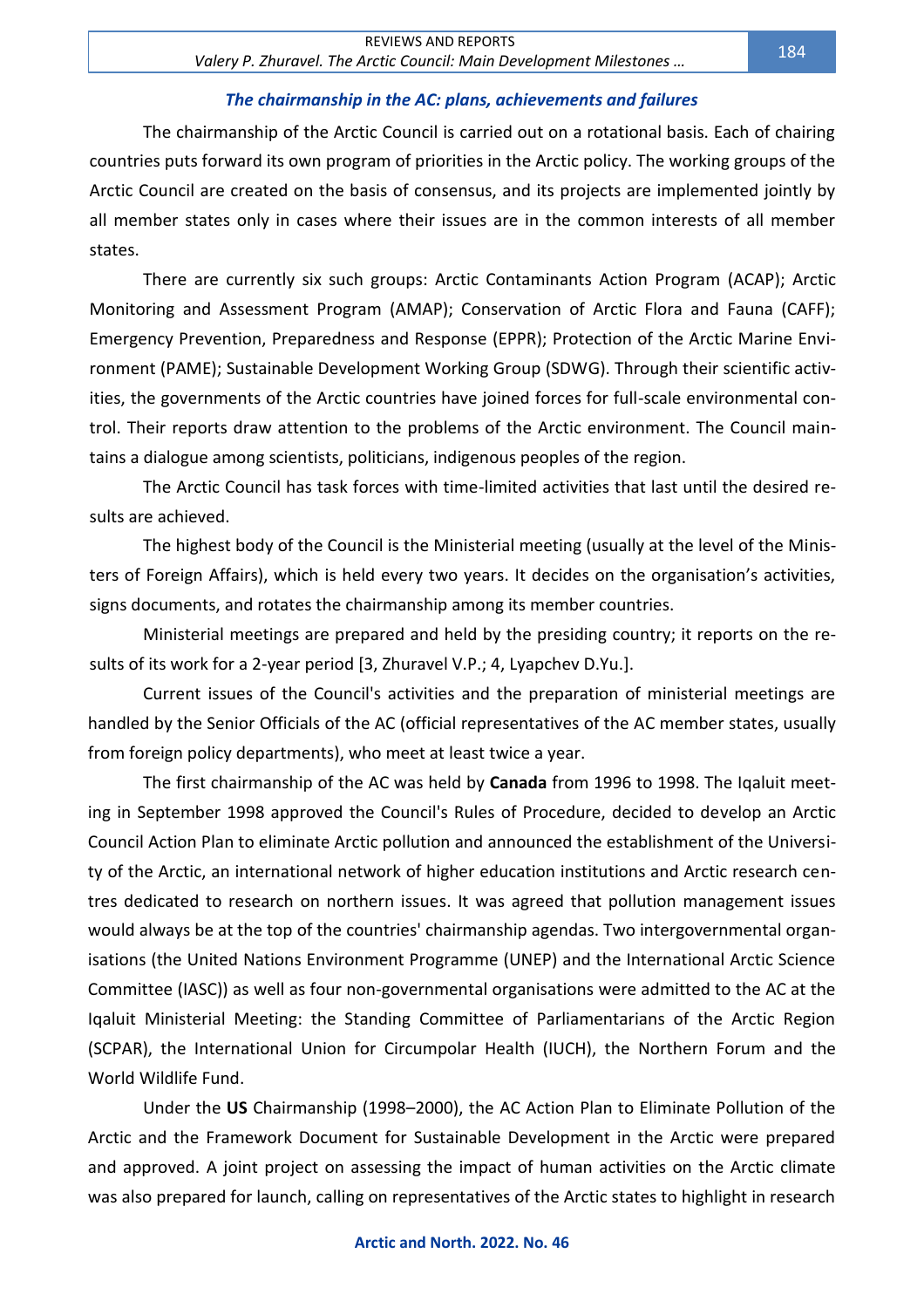### *The chairmanship in the AC: plans, achievements and failures*

The chairmanship of the Arctic Council is carried out on a rotational basis. Each of chairing countries puts forward its own program of priorities in the Arctic policy. The working groups of the Arctic Council are created on the basis of consensus, and its projects are implemented jointly by all member states only in cases where their issues are in the common interests of all member states.

There are currently six such groups: Arctic Contaminants Action Program (ACAP); Arctic Monitoring and Assessment Program (AMAP); Conservation of Arctic Flora and Fauna (CAFF); Emergency Prevention, Preparedness and Response (EPPR); Protection of the Arctic Marine Environment (PAME); Sustainable Development Working Group (SDWG). Through their scientific activities, the governments of the Arctic countries have joined forces for full-scale environmental control. Their reports draw attention to the problems of the Arctic environment. The Council maintains a dialogue among scientists, politicians, indigenous peoples of the region.

The Arctic Council has task forces with time-limited activities that last until the desired results are achieved.

The highest body of the Council is the Ministerial meeting (usually at the level of the Ministers of Foreign Affairs), which is held every two years. It decides on the organisation's activities, signs documents, and rotates the chairmanship among its member countries.

Ministerial meetings are prepared and held by the presiding country; it reports on the results of its work for a 2-year period [3, Zhuravel V.P.; 4, Lyapchev D.Yu.].

Current issues of the Council's activities and the preparation of ministerial meetings are handled by the Senior Officials of the AC (official representatives of the AC member states, usually from foreign policy departments), who meet at least twice a year.

The first chairmanship of the AC was held by **Canada** from 1996 to 1998. The Iqaluit meeting in September 1998 approved the Council's Rules of Procedure, decided to develop an Arctic Council Action Plan to eliminate Arctic pollution and announced the establishment of the University of the Arctic, an international network of higher education institutions and Arctic research centres dedicated to research on northern issues. It was agreed that pollution management issues would always be at the top of the countries' chairmanship agendas. Two intergovernmental organisations (the United Nations Environment Programme (UNEP) and the International Arctic Science Committee (IASC)) as well as four non-governmental organisations were admitted to the AC at the Iqaluit Ministerial Meeting: the Standing Committee of Parliamentarians of the Arctic Region (SCPAR), the International Union for Circumpolar Health (IUCH), the Northern Forum and the World Wildlife Fund.

Under the **US** Chairmanship (1998–2000), the AC Action Plan to Eliminate Pollution of the Arctic and the Framework Document for Sustainable Development in the Arctic were prepared and approved. A joint project on assessing the impact of human activities on the Arctic climate was also prepared for launch, calling on representatives of the Arctic states to highlight in research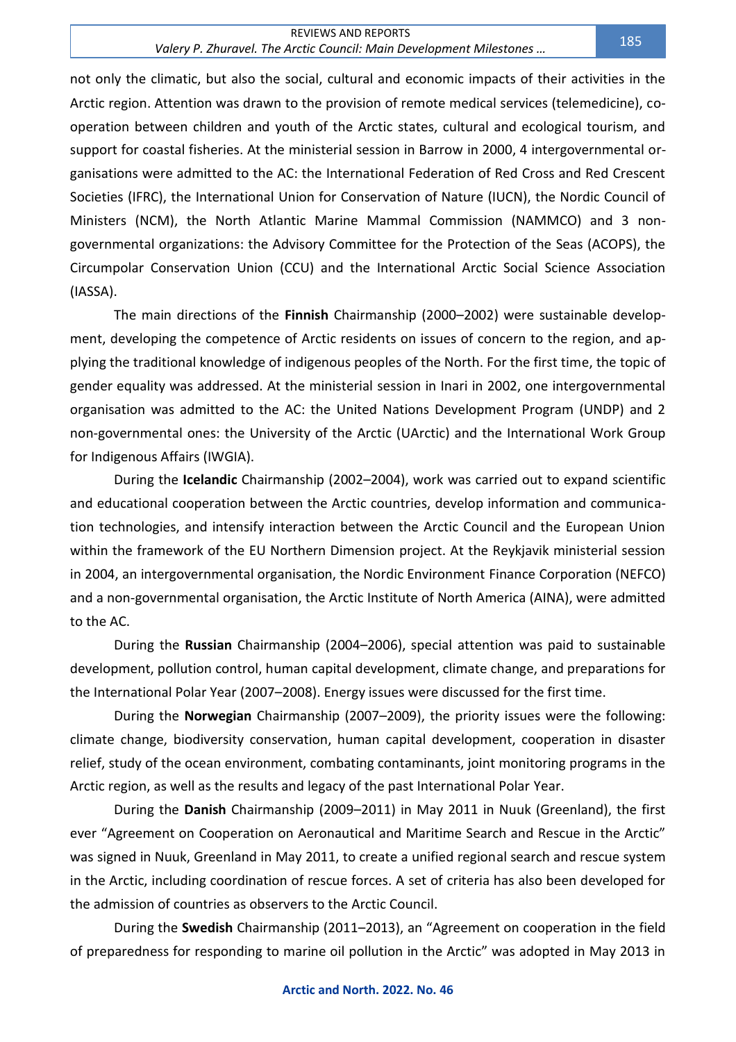not only the climatic, but also the social, cultural and economic impacts of their activities in the Arctic region. Attention was drawn to the provision of remote medical services (telemedicine), co-operation between children and youth of the Arctic states, cultural and ecological tourism, and support for coastal fisheries. At the ministerial session in Barrow in 2000, 4 intergovernmental organisations were admitted to the AC: the International Federation of Red Cross and Red Crescent Societies (IFRC), the International Union for Conservation of Nature (IUCN), the Nordic Council of Ministers (NCM), the North Atlantic Marine Mammal Commission (NAMMCO) and 3 non-governmental organizations: the Advisory Committee for the Protection of the Seas (ACOPS), the Circumpolar Conservation Union (CCU) and the International Arctic Social Science Association (IASSA).

The main directions of the **Finnish** Chairmanship (2000–2002) were sustainable development, developing the competence of Arctic residents on issues of concern to the region, and applying the traditional knowledge of indigenous peoples of the North. For the first time, the topic of gender equality was addressed. At the ministerial session in Inari in 2002, one intergovernmental organisation was admitted to the AC: the United Nations Development Program (UNDP) and 2 non-governmental ones: the University of the Arctic (UArctic) and the International Work Group for Indigenous Affairs (IWGIA).

During the **Icelandic** Chairmanship (2002–2004), work was carried out to expand scientific and educational cooperation between the Arctic countries, develop information and communication technologies, and intensify interaction between the Arctic Council and the European Union within the framework of the EU Northern Dimension project. At the Reykjavik ministerial session in 2004, an intergovernmental organisation, the Nordic Environment Finance Corporation (NEFCO) and a non-governmental organisation, the Arctic Institute of North America (AINA), were admitted to the AC.

During the **Russian** Chairmanship (2004–2006), special attention was paid to sustainable development, pollution control, human capital development, climate change, and preparations for the International Polar Year (2007–2008). Energy issues were discussed for the first time.

During the **Norwegian** Chairmanship (2007–2009), the priority issues were the following: climate change, biodiversity conservation, human capital development, cooperation in disaster relief, study of the ocean environment, combating contaminants, joint monitoring programs in the Arctic region, as well as the results and legacy of the past International Polar Year.

During the **Danish** Chairmanship (2009–2011) in May 2011 in Nuuk (Greenland), the first ever "Agreement on Cooperation on Aeronautical and Maritime Search and Rescue in the Arctic" was signed in Nuuk, Greenland in May 2011, to create a unified regional search and rescue system in the Arctic, including coordination of rescue forces. A set of criteria has also been developed for the admission of countries as observers to the Arctic Council.

During the **Swedish** Chairmanship (2011–2013), an "Agreement on cooperation in the field of preparedness for responding to marine oil pollution in the Arctic" was adopted in May 2013 in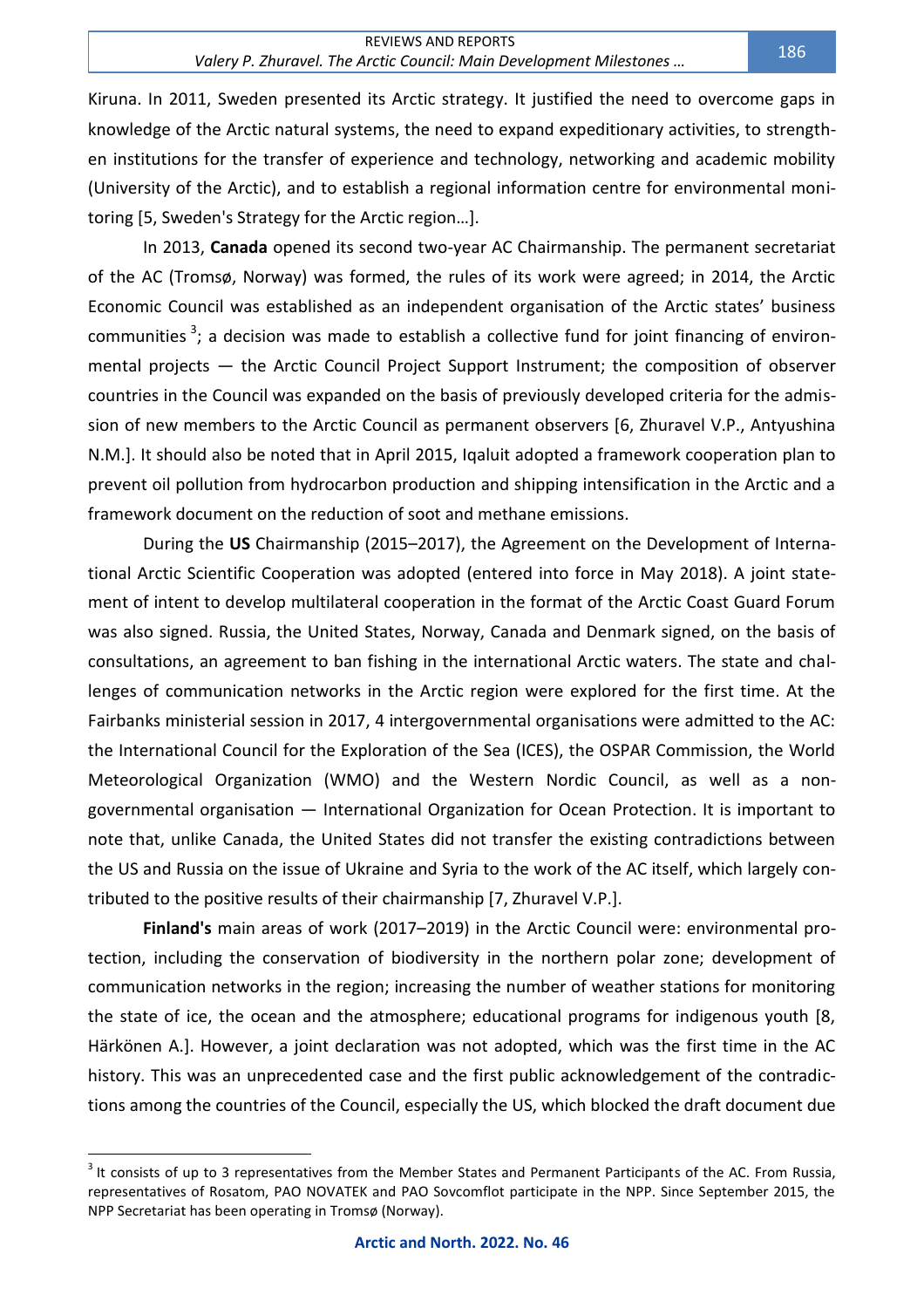Kiruna. In 2011, Sweden presented its Arctic strategy. It justified the need to overcome gaps in knowledge of the Arctic natural systems, the need to expand expeditionary activities, to strengthen institutions for the transfer of experience and technology, networking and academic mobility (University of the Arctic), and to establish a regional information centre for environmental monitoring [5, Sweden's Strategy for the Arctic region…].

In 2013, **Canada** opened its second two-year AC Chairmanship. The permanent secretariat of the AC (Tromsø, Norway) was formed, the rules of its work were agreed; in 2014, the Arctic Economic Council was established as an independent organisation of the Arctic states' business communities [3]; a decision was made to establish a collective fund for joint financing of environmental projects — the Arctic Council Project Support Instrument; the composition of observer countries in the Council was expanded on the basis of previously developed criteria for the admission of new members to the Arctic Council as permanent observers [6, Zhuravel V.P., Antyushina N.M.]. It should also be noted that in April 2015, Iqaluit adopted a framework cooperation plan to prevent oil pollution from hydrocarbon production and shipping intensification in the Arctic and a framework document on the reduction of soot and methane emissions.

During the **US** Chairmanship (2015–2017), the Agreement on the Development of International Arctic Scientific Cooperation was adopted (entered into force in May 2018). A joint statement of intent to develop multilateral cooperation in the format of the Arctic Coast Guard Forum was also signed. Russia, the United States, Norway, Canada and Denmark signed, on the basis of consultations, an agreement to ban fishing in the international Arctic waters. The state and challenges of communication networks in the Arctic region were explored for the first time. At the Fairbanks ministerial session in 2017, 4 intergovernmental organisations were admitted to the AC: the International Council for the Exploration of the Sea (ICES), the OSPAR Commission, the World Meteorological Organization (WMO) and the Western Nordic Council, as well as a non-governmental organisation — International Organization for Ocean Protection. It is important to note that, unlike Canada, the United States did not transfer the existing contradictions between the US and Russia on the issue of Ukraine and Syria to the work of the AC itself, which largely contributed to the positive results of their chairmanship [7, Zhuravel V.P.].

**Finland's** main areas of work (2017–2019) in the Arctic Council were: environmental protection, including the conservation of biodiversity in the northern polar zone; development of communication networks in the region; increasing the number of weather stations for monitoring the state of ice, the ocean and the atmosphere; educational programs for indigenous youth [8, Härkönen A.]. However, a joint declaration was not adopted, which was the first time in the AC history. This was an unprecedented case and the first public acknowledgement of the contradictions among the countries of the Council, especially the US, which blocked the draft document due

---

[3] It consists of up to 3 representatives from the Member States and Permanent Participants of the AC. From Russia, representatives of Rosatom, PAO NOVATEK and PAO Sovcomflot participate in the NPP. Since September 2015, the NPP Secretariat has been operating in Tromsø (Norway).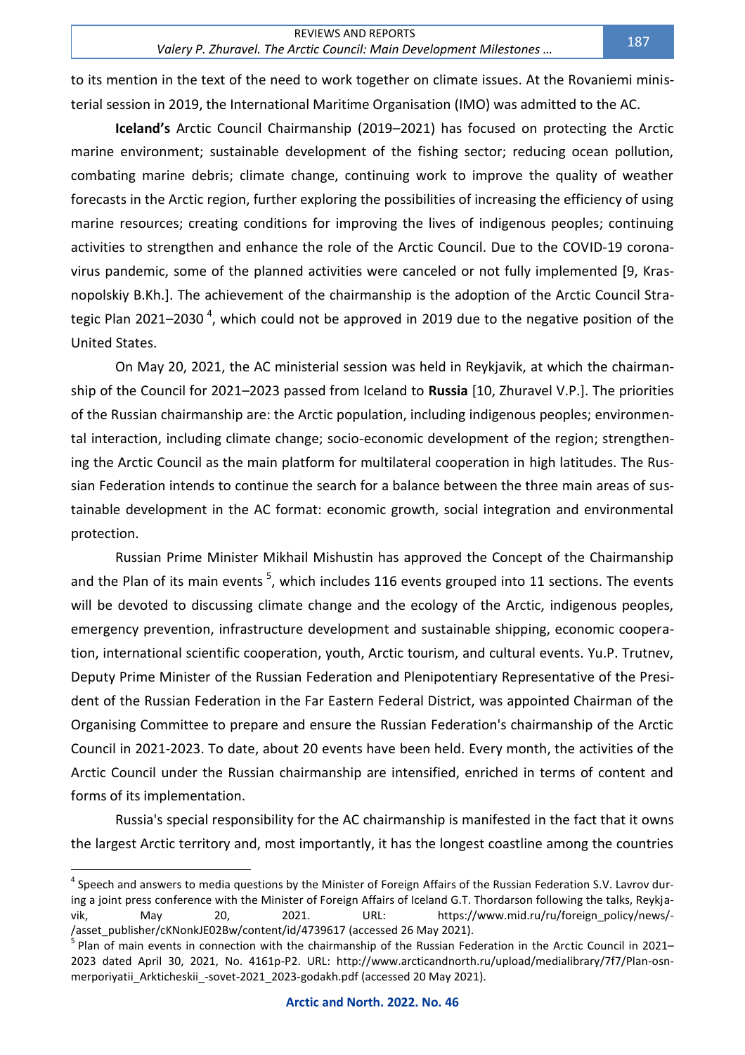to its mention in the text of the need to work together on climate issues. At the Rovaniemi ministerial session in 2019, the International Maritime Organisation (IMO) was admitted to the AC.

**Iceland's** Arctic Council Chairmanship (2019–2021) has focused on protecting the Arctic marine environment; sustainable development of the fishing sector; reducing ocean pollution, combating marine debris; climate change, continuing work to improve the quality of weather forecasts in the Arctic region, further exploring the possibilities of increasing the efficiency of using marine resources; creating conditions for improving the lives of indigenous peoples; continuing activities to strengthen and enhance the role of the Arctic Council. Due to the COVID-19 coronavirus pandemic, some of the planned activities were canceled or not fully implemented [9, Krasnopolskiy B.Kh.]. The achievement of the chairmanship is the adoption of the Arctic Council Strategic Plan 2021–2030 [4], which could not be approved in 2019 due to the negative position of the United States.

On May 20, 2021, the AC ministerial session was held in Reykjavik, at which the chairmanship of the Council for 2021–2023 passed from Iceland to **Russia** [10, Zhuravel V.P.]. The priorities of the Russian chairmanship are: the Arctic population, including indigenous peoples; environmental interaction, including climate change; socio-economic development of the region; strengthening the Arctic Council as the main platform for multilateral cooperation in high latitudes. The Russian Federation intends to continue the search for a balance between the three main areas of sustainable development in the AC format: economic growth, social integration and environmental protection.

Russian Prime Minister Mikhail Mishustin has approved the Concept of the Chairmanship and the Plan of its main events [5], which includes 116 events grouped into 11 sections. The events will be devoted to discussing climate change and the ecology of the Arctic, indigenous peoples, emergency prevention, infrastructure development and sustainable shipping, economic cooperation, international scientific cooperation, youth, Arctic tourism, and cultural events. Yu.P. Trutnev, Deputy Prime Minister of the Russian Federation and Plenipotentiary Representative of the President of the Russian Federation in the Far Eastern Federal District, was appointed Chairman of the Organising Committee to prepare and ensure the Russian Federation's chairmanship of the Arctic Council in 2021-2023. To date, about 20 events have been held. Every month, the activities of the Arctic Council under the Russian chairmanship are intensified, enriched in terms of content and forms of its implementation.

Russia's special responsibility for the AC chairmanship is manifested in the fact that it owns the largest Arctic territory and, most importantly, it has the longest coastline among the countries

---

[4] Speech and answers to media questions by the Minister of Foreign Affairs of the Russian Federation S.V. Lavrov during a joint press conference with the Minister of Foreign Affairs of Iceland G.T. Thordarson following the talks, Reykjavik, May 20, 2021. URL: https://www.mid.ru/ru/foreign_policy/news/-/asset_publisher/cKNonkJE02Bw/content/id/4739617 (accessed 26 May 2021).

[5] Plan of main events in connection with the chairmanship of the Russian Federation in the Arctic Council in 2021–2023 dated April 30, 2021, No. 4161p-P2. URL: http://www.arcticandnorth.ru/upload/medialibrary/7f7/Plan-osn-merporiyatii_Arkticheskii_-sovet-2021_2023-godakh.pdf (accessed 20 May 2021).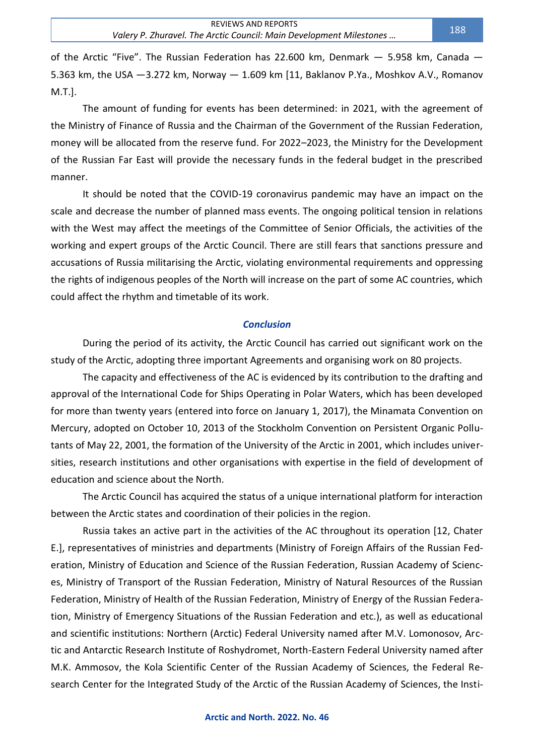of the Arctic "Five". The Russian Federation has 22.600 km, Denmark — 5.958 km, Canada — 5.363 km, the USA —3.272 km, Norway — 1.609 km [11, Baklanov P.Ya., Moshkov A.V., Romanov M.T.].

The amount of funding for events has been determined: in 2021, with the agreement of the Ministry of Finance of Russia and the Chairman of the Government of the Russian Federation, money will be allocated from the reserve fund. For 2022–2023, the Ministry for the Development of the Russian Far East will provide the necessary funds in the federal budget in the prescribed manner.

It should be noted that the COVID-19 coronavirus pandemic may have an impact on the scale and decrease the number of planned mass events. The ongoing political tension in relations with the West may affect the meetings of the Committee of Senior Officials, the activities of the working and expert groups of the Arctic Council. There are still fears that sanctions pressure and accusations of Russia militarising the Arctic, violating environmental requirements and oppressing the rights of indigenous peoples of the North will increase on the part of some AC countries, which could affect the rhythm and timetable of its work.

## *Conclusion*

During the period of its activity, the Arctic Council has carried out significant work on the study of the Arctic, adopting three important Agreements and organising work on 80 projects.

The capacity and effectiveness of the AC is evidenced by its contribution to the drafting and approval of the International Code for Ships Operating in Polar Waters, which has been developed for more than twenty years (entered into force on January 1, 2017), the Minamata Convention on Mercury, adopted on October 10, 2013 of the Stockholm Convention on Persistent Organic Pollutants of May 22, 2001, the formation of the University of the Arctic in 2001, which includes universities, research institutions and other organisations with expertise in the field of development of education and science about the North.

The Arctic Council has acquired the status of a unique international platform for interaction between the Arctic states and coordination of their policies in the region.

Russia takes an active part in the activities of the AC throughout its operation [12, Chater E.], representatives of ministries and departments (Ministry of Foreign Affairs of the Russian Federation, Ministry of Education and Science of the Russian Federation, Russian Academy of Sciences, Ministry of Transport of the Russian Federation, Ministry of Natural Resources of the Russian Federation, Ministry of Health of the Russian Federation, Ministry of Energy of the Russian Federation, Ministry of Emergency Situations of the Russian Federation and etc.), as well as educational and scientific institutions: Northern (Arctic) Federal University named after M.V. Lomonosov, Arctic and Antarctic Research Institute of Roshydromet, North-Eastern Federal University named after M.K. Ammosov, the Kola Scientific Center of the Russian Academy of Sciences, the Federal Research Center for the Integrated Study of the Arctic of the Russian Academy of Sciences, the Insti-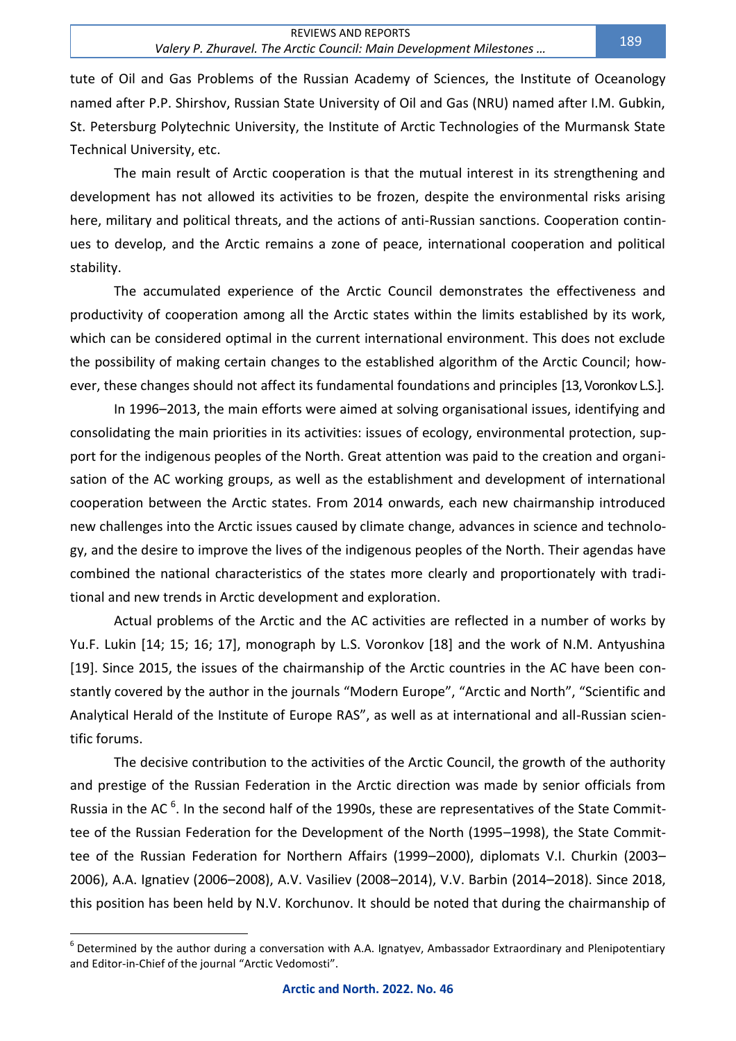tute of Oil and Gas Problems of the Russian Academy of Sciences, the Institute of Oceanology named after P.P. Shirshov, Russian State University of Oil and Gas (NRU) named after I.M. Gubkin, St. Petersburg Polytechnic University, the Institute of Arctic Technologies of the Murmansk State Technical University, etc.

The main result of Arctic cooperation is that the mutual interest in its strengthening and development has not allowed its activities to be frozen, despite the environmental risks arising here, military and political threats, and the actions of anti-Russian sanctions. Cooperation continues to develop, and the Arctic remains a zone of peace, international cooperation and political stability.

The accumulated experience of the Arctic Council demonstrates the effectiveness and productivity of cooperation among all the Arctic states within the limits established by its work, which can be considered optimal in the current international environment. This does not exclude the possibility of making certain changes to the established algorithm of the Arctic Council; however, these changes should not affect its fundamental foundations and principles [13, Voronkov L.S.].

In 1996–2013, the main efforts were aimed at solving organisational issues, identifying and consolidating the main priorities in its activities: issues of ecology, environmental protection, support for the indigenous peoples of the North. Great attention was paid to the creation and organisation of the AC working groups, as well as the establishment and development of international cooperation between the Arctic states. From 2014 onwards, each new chairmanship introduced new challenges into the Arctic issues caused by climate change, advances in science and technology, and the desire to improve the lives of the indigenous peoples of the North. Their agendas have combined the national characteristics of the states more clearly and proportionately with traditional and new trends in Arctic development and exploration.

Actual problems of the Arctic and the AC activities are reflected in a number of works by Yu.F. Lukin [14; 15; 16; 17], monograph by L.S. Voronkov [18] and the work of N.M. Antyushina [19]. Since 2015, the issues of the chairmanship of the Arctic countries in the AC have been constantly covered by the author in the journals "Modern Europe", "Arctic and North", "Scientific and Analytical Herald of the Institute of Europe RAS", as well as at international and all-Russian scientific forums.

The decisive contribution to the activities of the Arctic Council, the growth of the authority and prestige of the Russian Federation in the Arctic direction was made by senior officials from Russia in the AC [6]. In the second half of the 1990s, these are representatives of the State Committee of the Russian Federation for the Development of the North (1995–1998), the State Committee of the Russian Federation for Northern Affairs (1999–2000), diplomats V.I. Churkin (2003–2006), A.A. Ignatiev (2006–2008), A.V. Vasiliev (2008–2014), V.V. Barbin (2014–2018). Since 2018, this position has been held by N.V. Korchunov. It should be noted that during the chairmanship of

[6] Determined by the author during a conversation with A.A. Ignatyev, Ambassador Extraordinary and Plenipotentiary and Editor-in-Chief of the journal "Arctic Vedomosti".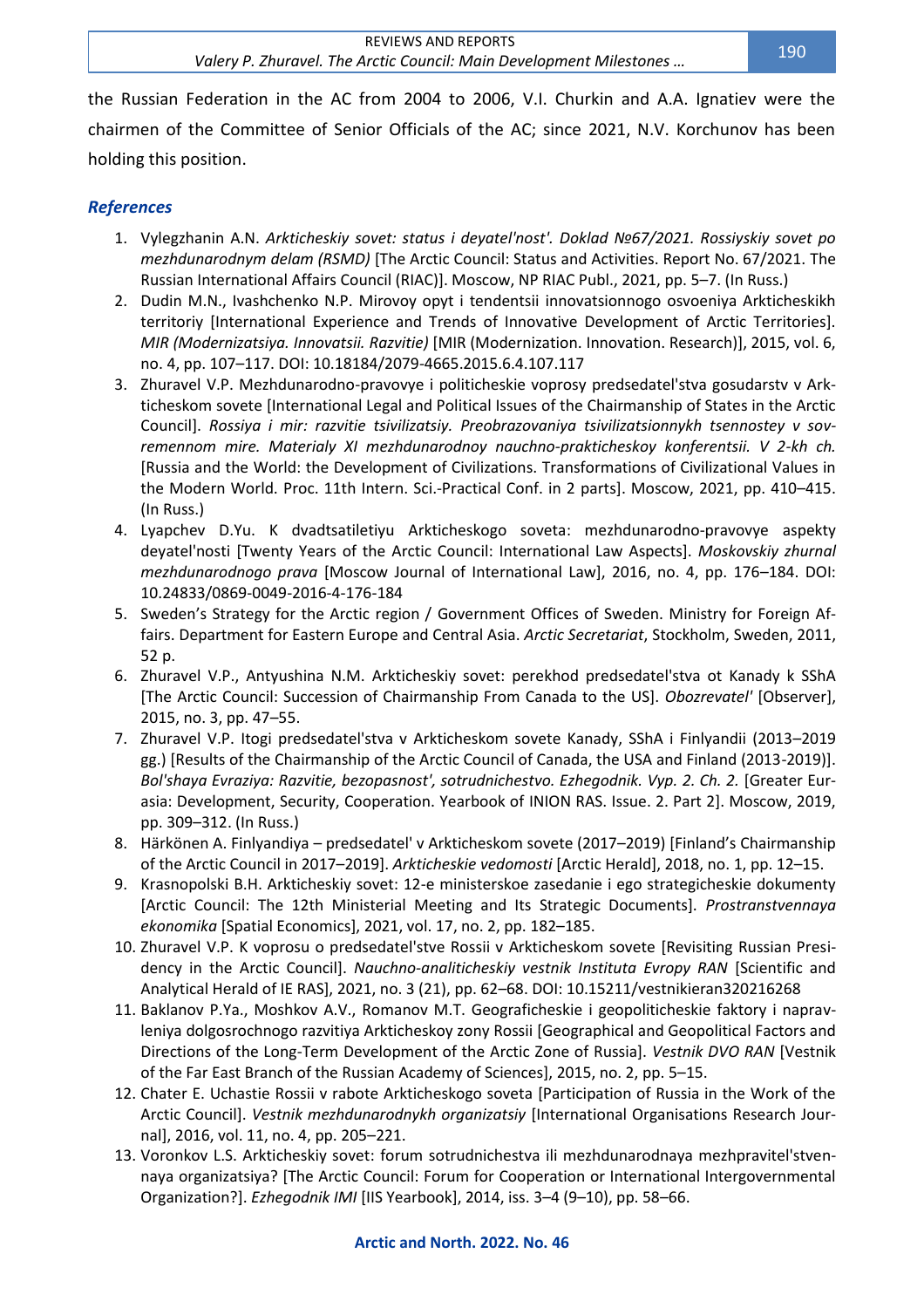the Russian Federation in the AC from 2004 to 2006, V.I. Churkin and A.A. Ignatiev were the chairmen of the Committee of Senior Officials of the AC; since 2021, N.V. Korchunov has been holding this position.

## *References*

1. Vylegzhanin A.N. *Arkticheskiy sovet: status i deyatel'nost'. Doklad №67/2021. Rossiyskiy sovet po mezhdunarodnym delam (RSMD)* [The Arctic Council: Status and Activities. Report No. 67/2021. The Russian International Affairs Council (RIAC)]. Moscow, NP RIAC Publ., 2021, pp. 5–7. (In Russ.)
2. Dudin M.N., Ivashchenko N.P. Mirovoy opyt i tendentsii innovatsionnogo osvoeniya Arkticheskikh territoriy [International Experience and Trends of Innovative Development of Arctic Territories]. *MIR (Modernizatsiya. Innovatsii. Razvitie)* [MIR (Modernization. Innovation. Research)], 2015, vol. 6, no. 4, pp. 107–117. DOI: 10.18184/2079-4665.2015.6.4.107.117
3. Zhuravel V.P. Mezhdunarodno-pravovye i politicheskie voprosy predsedatel'stva gosudarstv v Arkticheskom sovete [International Legal and Political Issues of the Chairmanship of States in the Arctic Council]. *Rossiya i mir: razvitie tsivilizatsiy. Preobrazovaniya tsivilizatsionnykh tsennostey v sovremennom mire. Materialy XI mezhdunarodnoy nauchno-prakticheskoy konferentsii. V 2-kh ch.* [Russia and the World: the Development of Civilizations. Transformations of Civilizational Values in the Modern World. Proc. 11th Intern. Sci.-Practical Conf. in 2 parts]. Moscow, 2021, pp. 410–415. (In Russ.)
4. Lyapchev D.Yu. K dvadtsatiletiyu Arkticheskogo soveta: mezhdunarodno-pravovye aspekty deyatel'nosti [Twenty Years of the Arctic Council: International Law Aspects]. *Moskovskiy zhurnal mezhdunarodnogo prava* [Moscow Journal of International Law], 2016, no. 4, pp. 176–184. DOI: 10.24833/0869-0049-2016-4-176-184
5. Sweden's Strategy for the Arctic region / Government Offices of Sweden. Ministry for Foreign Affairs. Department for Eastern Europe and Central Asia. *Arctic Secretariat*, Stockholm, Sweden, 2011, 52 p.
6. Zhuravel V.P., Antyushina N.M. Arkticheskiy sovet: perekhod predsedatel'stva ot Kanady k SShA [The Arctic Council: Succession of Chairmanship From Canada to the US]. *Obozrevatel'* [Observer], 2015, no. 3, pp. 47–55.
7. Zhuravel V.P. Itogi predsedatel'stva v Arkticheskom sovete Kanady, SShA i Finlyandii (2013–2019 gg.) [Results of the Chairmanship of the Arctic Council of Canada, the USA and Finland (2013-2019)]. *Bol'shaya Evraziya: Razvitie, bezopasnost', sotrudnichestvo. Ezhegodnik. Vyp. 2. Ch. 2.* [Greater Eurasia: Development, Security, Cooperation. Yearbook of INION RAS. Issue. 2. Part 2]. Moscow, 2019, pp. 309–312. (In Russ.)
8. Härkönen A. Finlyandiya – predsedatel' v Arkticheskom sovete (2017–2019) [Finland's Chairmanship of the Arctic Council in 2017–2019]. *Arkticheskie vedomosti* [Arctic Herald], 2018, no. 1, pp. 12–15.
9. Krasnopolski B.H. Arkticheskiy sovet: 12-e ministerskoe zasedanie i ego strategicheskie dokumenty [Arctic Council: The 12th Ministerial Meeting and Its Strategic Documents]. *Prostranstvennaya ekonomika* [Spatial Economics], 2021, vol. 17, no. 2, pp. 182–185.
10. Zhuravel V.P. K voprosu o predsedatel'stve Rossii v Arkticheskom sovete [Revisiting Russian Presidency in the Arctic Council]. *Nauchno-analiticheskiy vestnik Instituta Evropy RAN* [Scientific and Analytical Herald of IE RAS], 2021, no. 3 (21), pp. 62–68. DOI: 10.15211/vestnikieran320216268
11. Baklanov P.Ya., Moshkov A.V., Romanov M.T. Geograficheskie i geopoliticheskie faktory i napravleniya dolgosrochnogo razvitiya Arkticheskoy zony Rossii [Geographical and Geopolitical Factors and Directions of the Long-Term Development of the Arctic Zone of Russia]. *Vestnik DVO RAN* [Vestnik of the Far East Branch of the Russian Academy of Sciences], 2015, no. 2, pp. 5–15.
12. Chater E. Uchastie Rossii v rabote Arkticheskogo soveta [Participation of Russia in the Work of the Arctic Council]. *Vestnik mezhdunarodnykh organizatsiy* [International Organisations Research Journal], 2016, vol. 11, no. 4, pp. 205–221.
13. Voronkov L.S. Arkticheskiy sovet: forum sotrudnichestva ili mezhdunarodnaya mezhpravitel'stvennaya organizatsiya? [The Arctic Council: Forum for Cooperation or International Intergovernmental Organization?]. *Ezhegodnik IMI* [IIS Yearbook], 2014, iss. 3–4 (9–10), pp. 58–66.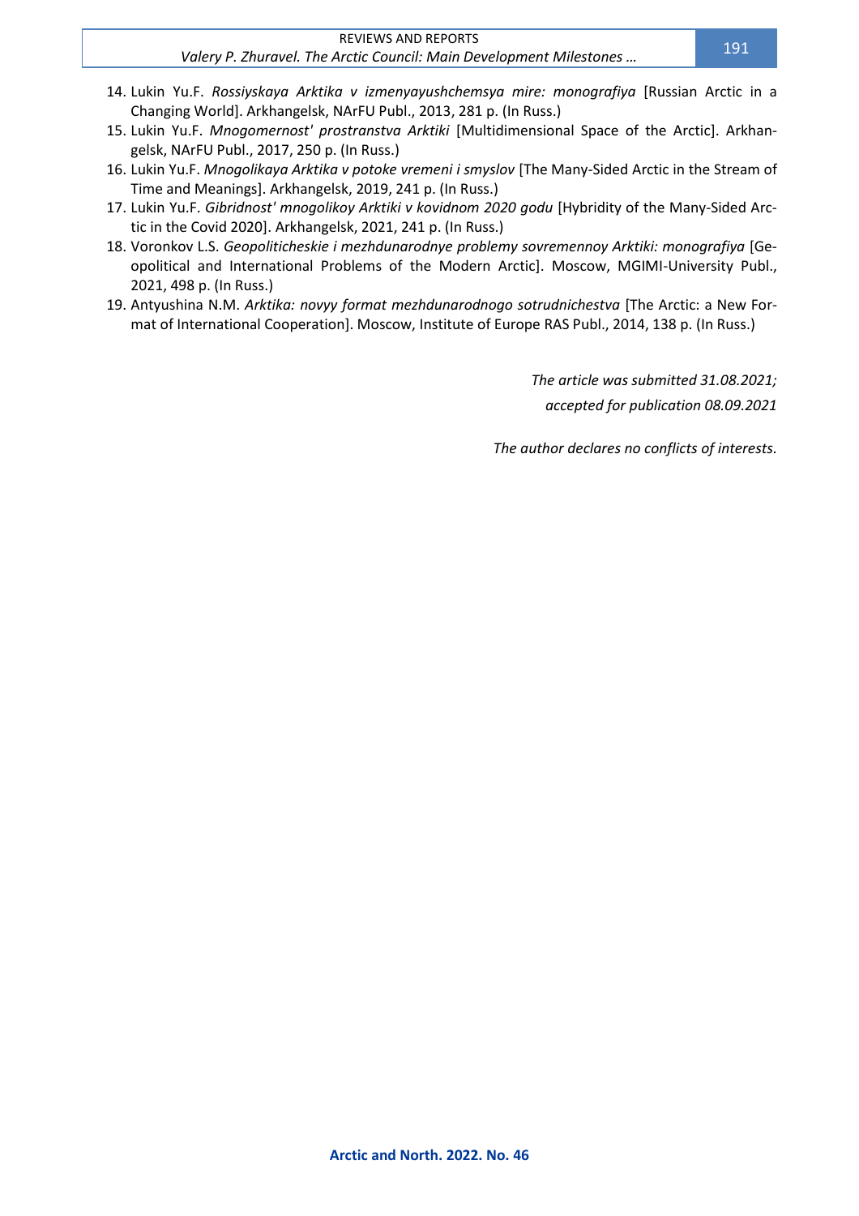14. Lukin Yu.F. *Rossiyskaya Arktika v izmenyayushchemsya mire: monografiya* [Russian Arctic in a Changing World]. Arkhangelsk, NArFU Publ., 2013, 281 p. (In Russ.)
15. Lukin Yu.F. *Mnogomernost' prostranstva Arktiki* [Multidimensional Space of the Arctic]. Arkhangelsk, NArFU Publ., 2017, 250 p. (In Russ.)
16. Lukin Yu.F. *Mnogolikaya Arktika v potoke vremeni i smyslov* [The Many-Sided Arctic in the Stream of Time and Meanings]. Arkhangelsk, 2019, 241 p. (In Russ.)
17. Lukin Yu.F. *Gibridnost' mnogolikoy Arktiki v kovidnom 2020 godu* [Hybridity of the Many-Sided Arctic in the Covid 2020]. Arkhangelsk, 2021, 241 p. (In Russ.)
18. Voronkov L.S. *Geopoliticheskie i mezhdunarodnye problemy sovremennoy Arktiki: monografiya* [Geopolitical and International Problems of the Modern Arctic]. Moscow, MGIMI-University Publ., 2021, 498 p. (In Russ.)
19. Antyushina N.M. *Arktika: novyy format mezhdunarodnogo sotrudnichestva* [The Arctic: a New Format of International Cooperation]. Moscow, Institute of Europe RAS Publ., 2014, 138 p. (In Russ.)

*The article was submitted 31.08.2021; accepted for publication 08.09.2021*

*The author declares no conflicts of interests.*